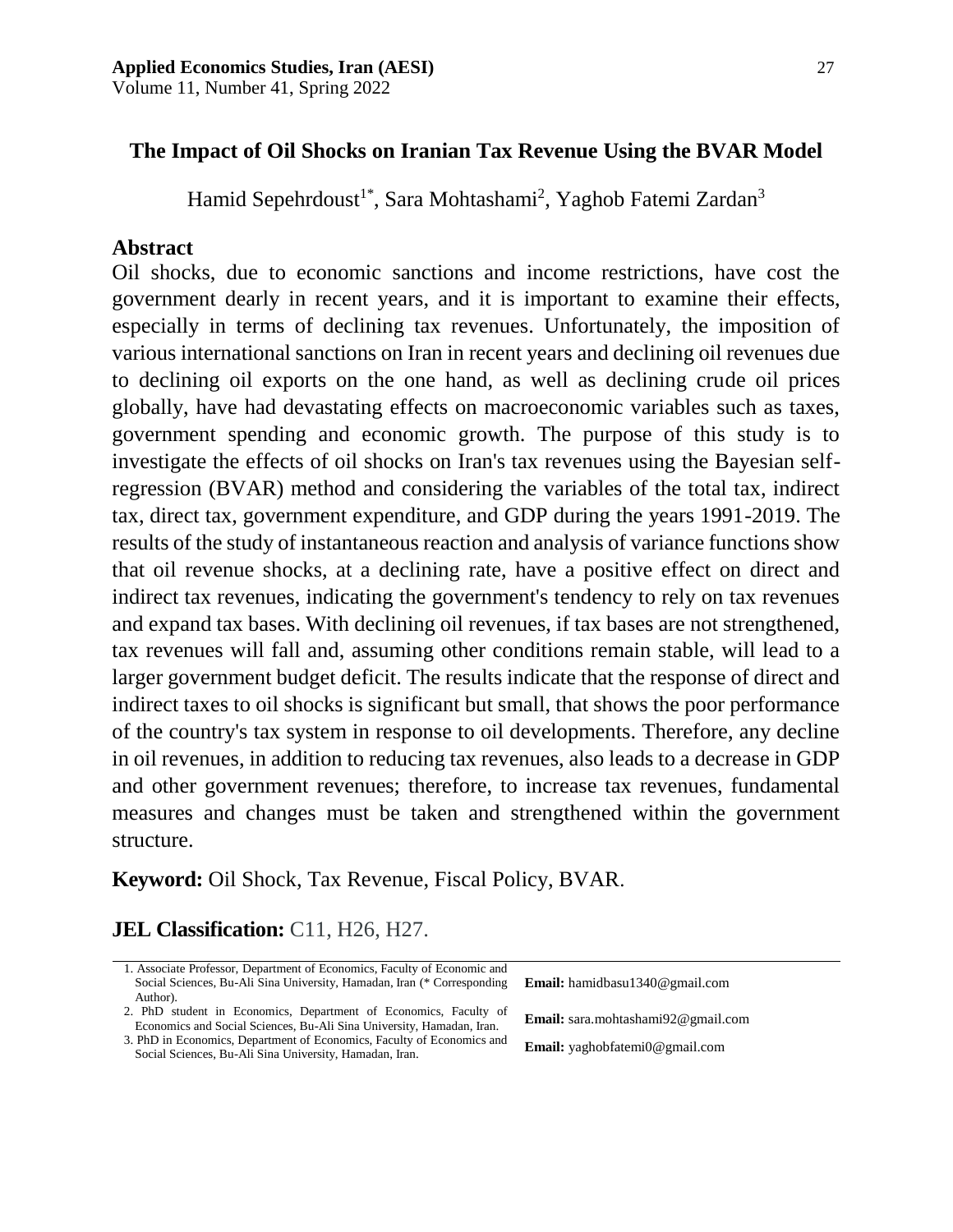# The Impact of Oil Shocks on Iranian Tax Revenue Using the BVAR Model

Hamid Sepehrdoust[1*], Sara Mohtashami[2], Yaghob Fatemi Zardan[3]

## Abstract

Oil shocks, due to economic sanctions and income restrictions, have cost the government dearly in recent years, and it is important to examine their effects, especially in terms of declining tax revenues. Unfortunately, the imposition of various international sanctions on Iran in recent years and declining oil revenues due to declining oil exports on the one hand, as well as declining crude oil prices globally, have had devastating effects on macroeconomic variables such as taxes, government spending and economic growth. The purpose of this study is to investigate the effects of oil shocks on Iran's tax revenues using the Bayesian self-regression (BVAR) method and considering the variables of the total tax, indirect tax, direct tax, government expenditure, and GDP during the years 1991-2019. The results of the study of instantaneous reaction and analysis of variance functions show that oil revenue shocks, at a declining rate, have a positive effect on direct and indirect tax revenues, indicating the government's tendency to rely on tax revenues and expand tax bases. With declining oil revenues, if tax bases are not strengthened, tax revenues will fall and, assuming other conditions remain stable, will lead to a larger government budget deficit. The results indicate that the response of direct and indirect taxes to oil shocks is significant but small, that shows the poor performance of the country's tax system in response to oil developments. Therefore, any decline in oil revenues, in addition to reducing tax revenues, also leads to a decrease in GDP and other government revenues; therefore, to increase tax revenues, fundamental measures and changes must be taken and strengthened within the government structure.

**Keyword:** Oil Shock, Tax Revenue, Fiscal Policy, BVAR.

**JEL Classification:** C11, H26, H27.

---

1. Associate Professor, Department of Economics, Faculty of Economic and Social Sciences, Bu-Ali Sina University, Hamadan, Iran (* Corresponding Author). **Email:** hamidbasu1340@gmail.com
2. PhD student in Economics, Department of Economics, Faculty of Economics and Social Sciences, Bu-Ali Sina University, Hamadan, Iran. **Email:** sara.mohtashami92@gmail.com
3. PhD in Economics, Department of Economics, Faculty of Economics and Social Sciences, Bu-Ali Sina University, Hamadan, Iran. **Email:** yaghobfatemi0@gmail.com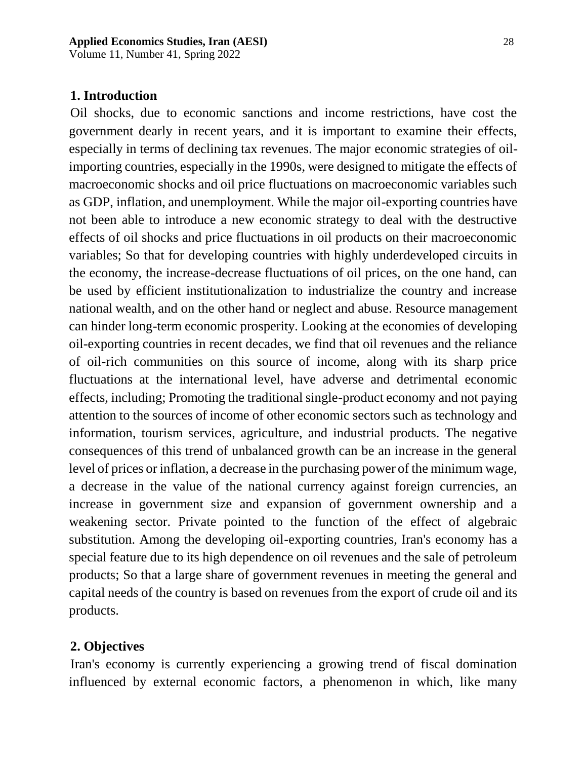## 1. Introduction

Oil shocks, due to economic sanctions and income restrictions, have cost the government dearly in recent years, and it is important to examine their effects, especially in terms of declining tax revenues. The major economic strategies of oil-importing countries, especially in the 1990s, were designed to mitigate the effects of macroeconomic shocks and oil price fluctuations on macroeconomic variables such as GDP, inflation, and unemployment. While the major oil-exporting countries have not been able to introduce a new economic strategy to deal with the destructive effects of oil shocks and price fluctuations in oil products on their macroeconomic variables; So that for developing countries with highly underdeveloped circuits in the economy, the increase-decrease fluctuations of oil prices, on the one hand, can be used by efficient institutionalization to industrialize the country and increase national wealth, and on the other hand or neglect and abuse. Resource management can hinder long-term economic prosperity. Looking at the economies of developing oil-exporting countries in recent decades, we find that oil revenues and the reliance of oil-rich communities on this source of income, along with its sharp price fluctuations at the international level, have adverse and detrimental economic effects, including; Promoting the traditional single-product economy and not paying attention to the sources of income of other economic sectors such as technology and information, tourism services, agriculture, and industrial products. The negative consequences of this trend of unbalanced growth can be an increase in the general level of prices or inflation, a decrease in the purchasing power of the minimum wage, a decrease in the value of the national currency against foreign currencies, an increase in government size and expansion of government ownership and a weakening sector. Private pointed to the function of the effect of algebraic substitution. Among the developing oil-exporting countries, Iran's economy has a special feature due to its high dependence on oil revenues and the sale of petroleum products; So that a large share of government revenues in meeting the general and capital needs of the country is based on revenues from the export of crude oil and its products.

## 2. Objectives

Iran's economy is currently experiencing a growing trend of fiscal domination influenced by external economic factors, a phenomenon in which, like many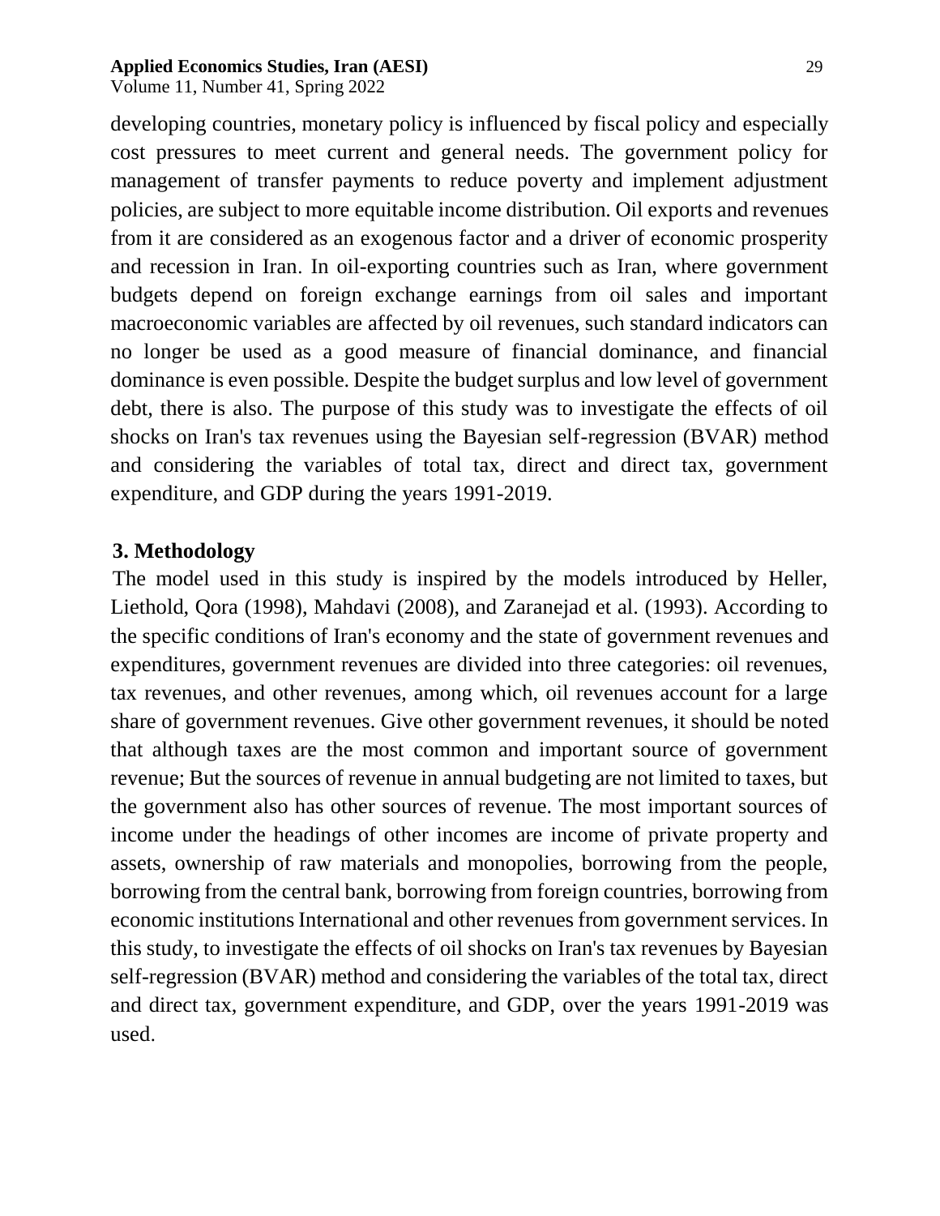developing countries, monetary policy is influenced by fiscal policy and especially cost pressures to meet current and general needs. The government policy for management of transfer payments to reduce poverty and implement adjustment policies, are subject to more equitable income distribution. Oil exports and revenues from it are considered as an exogenous factor and a driver of economic prosperity and recession in Iran. In oil-exporting countries such as Iran, where government budgets depend on foreign exchange earnings from oil sales and important macroeconomic variables are affected by oil revenues, such standard indicators can no longer be used as a good measure of financial dominance, and financial dominance is even possible. Despite the budget surplus and low level of government debt, there is also. The purpose of this study was to investigate the effects of oil shocks on Iran's tax revenues using the Bayesian self-regression (BVAR) method and considering the variables of total tax, direct and direct tax, government expenditure, and GDP during the years 1991-2019.

## 3. Methodology

The model used in this study is inspired by the models introduced by Heller, Liethold, Qora (1998), Mahdavi (2008), and Zaranejad et al. (1993). According to the specific conditions of Iran's economy and the state of government revenues and expenditures, government revenues are divided into three categories: oil revenues, tax revenues, and other revenues, among which, oil revenues account for a large share of government revenues. Give other government revenues, it should be noted that although taxes are the most common and important source of government revenue; But the sources of revenue in annual budgeting are not limited to taxes, but the government also has other sources of revenue. The most important sources of income under the headings of other incomes are income of private property and assets, ownership of raw materials and monopolies, borrowing from the people, borrowing from the central bank, borrowing from foreign countries, borrowing from economic institutions International and other revenues from government services. In this study, to investigate the effects of oil shocks on Iran's tax revenues by Bayesian self-regression (BVAR) method and considering the variables of the total tax, direct and direct tax, government expenditure, and GDP, over the years 1991-2019 was used.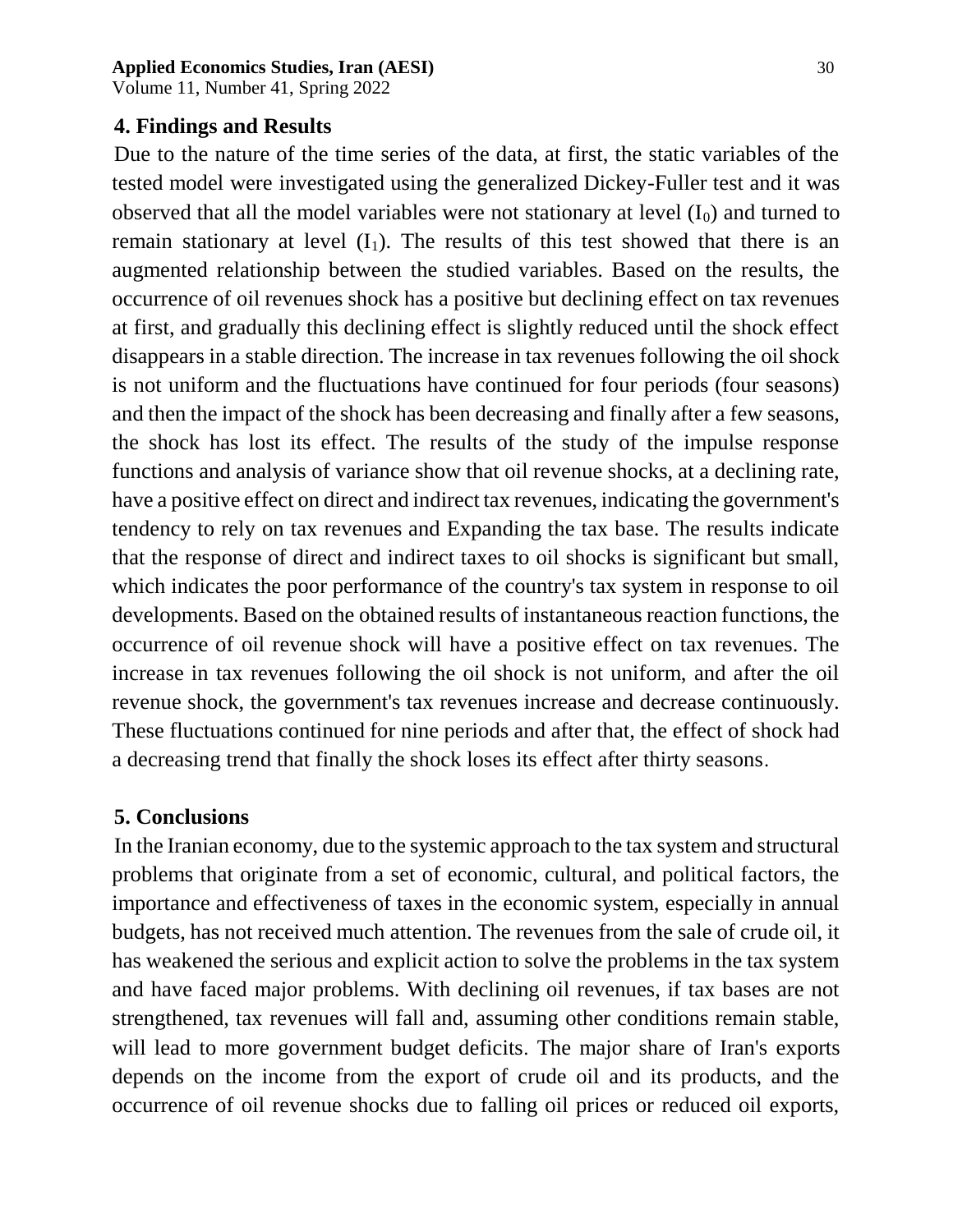## 4. Findings and Results

Due to the nature of the time series of the data, at first, the static variables of the tested model were investigated using the generalized Dickey-Fuller test and it was observed that all the model variables were not stationary at level ($I_0$) and turned to remain stationary at level ($I_1$). The results of this test showed that there is an augmented relationship between the studied variables. Based on the results, the occurrence of oil revenues shock has a positive but declining effect on tax revenues at first, and gradually this declining effect is slightly reduced until the shock effect disappears in a stable direction. The increase in tax revenues following the oil shock is not uniform and the fluctuations have continued for four periods (four seasons) and then the impact of the shock has been decreasing and finally after a few seasons, the shock has lost its effect. The results of the study of the impulse response functions and analysis of variance show that oil revenue shocks, at a declining rate, have a positive effect on direct and indirect tax revenues, indicating the government's tendency to rely on tax revenues and Expanding the tax base. The results indicate that the response of direct and indirect taxes to oil shocks is significant but small, which indicates the poor performance of the country's tax system in response to oil developments. Based on the obtained results of instantaneous reaction functions, the occurrence of oil revenue shock will have a positive effect on tax revenues. The increase in tax revenues following the oil shock is not uniform, and after the oil revenue shock, the government's tax revenues increase and decrease continuously. These fluctuations continued for nine periods and after that, the effect of shock had a decreasing trend that finally the shock loses its effect after thirty seasons.

## 5. Conclusions

In the Iranian economy, due to the systemic approach to the tax system and structural problems that originate from a set of economic, cultural, and political factors, the importance and effectiveness of taxes in the economic system, especially in annual budgets, has not received much attention. The revenues from the sale of crude oil, it has weakened the serious and explicit action to solve the problems in the tax system and have faced major problems. With declining oil revenues, if tax bases are not strengthened, tax revenues will fall and, assuming other conditions remain stable, will lead to more government budget deficits. The major share of Iran's exports depends on the income from the export of crude oil and its products, and the occurrence of oil revenue shocks due to falling oil prices or reduced oil exports,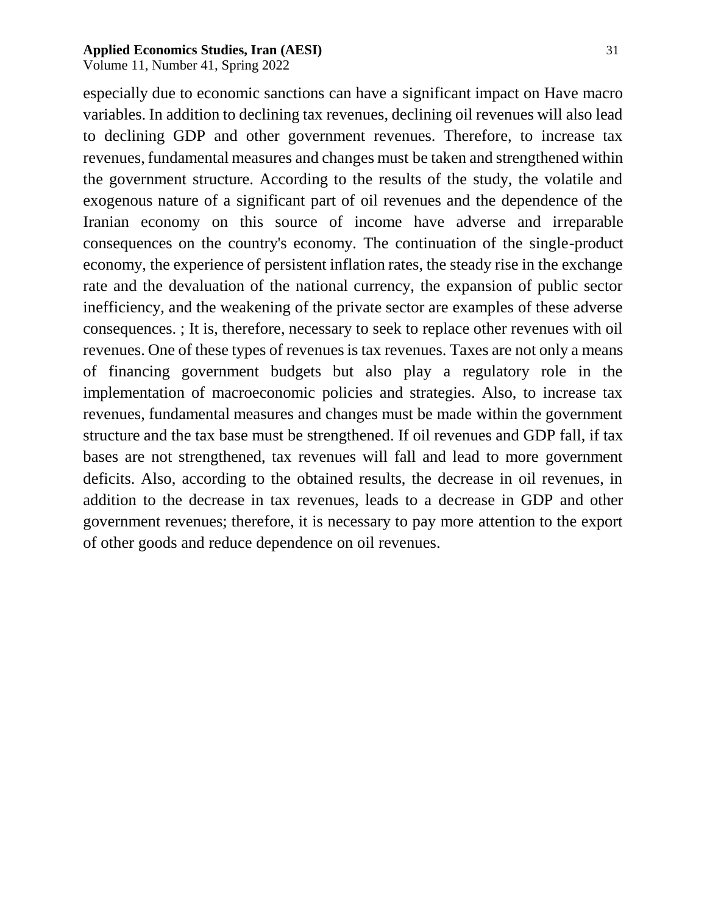especially due to economic sanctions can have a significant impact on Have macro variables. In addition to declining tax revenues, declining oil revenues will also lead to declining GDP and other government revenues. Therefore, to increase tax revenues, fundamental measures and changes must be taken and strengthened within the government structure. According to the results of the study, the volatile and exogenous nature of a significant part of oil revenues and the dependence of the Iranian economy on this source of income have adverse and irreparable consequences on the country's economy. The continuation of the single-product economy, the experience of persistent inflation rates, the steady rise in the exchange rate and the devaluation of the national currency, the expansion of public sector inefficiency, and the weakening of the private sector are examples of these adverse consequences. ; It is, therefore, necessary to seek to replace other revenues with oil revenues. One of these types of revenues is tax revenues. Taxes are not only a means of financing government budgets but also play a regulatory role in the implementation of macroeconomic policies and strategies. Also, to increase tax revenues, fundamental measures and changes must be made within the government structure and the tax base must be strengthened. If oil revenues and GDP fall, if tax bases are not strengthened, tax revenues will fall and lead to more government deficits. Also, according to the obtained results, the decrease in oil revenues, in addition to the decrease in tax revenues, leads to a decrease in GDP and other government revenues; therefore, it is necessary to pay more attention to the export of other goods and reduce dependence on oil revenues.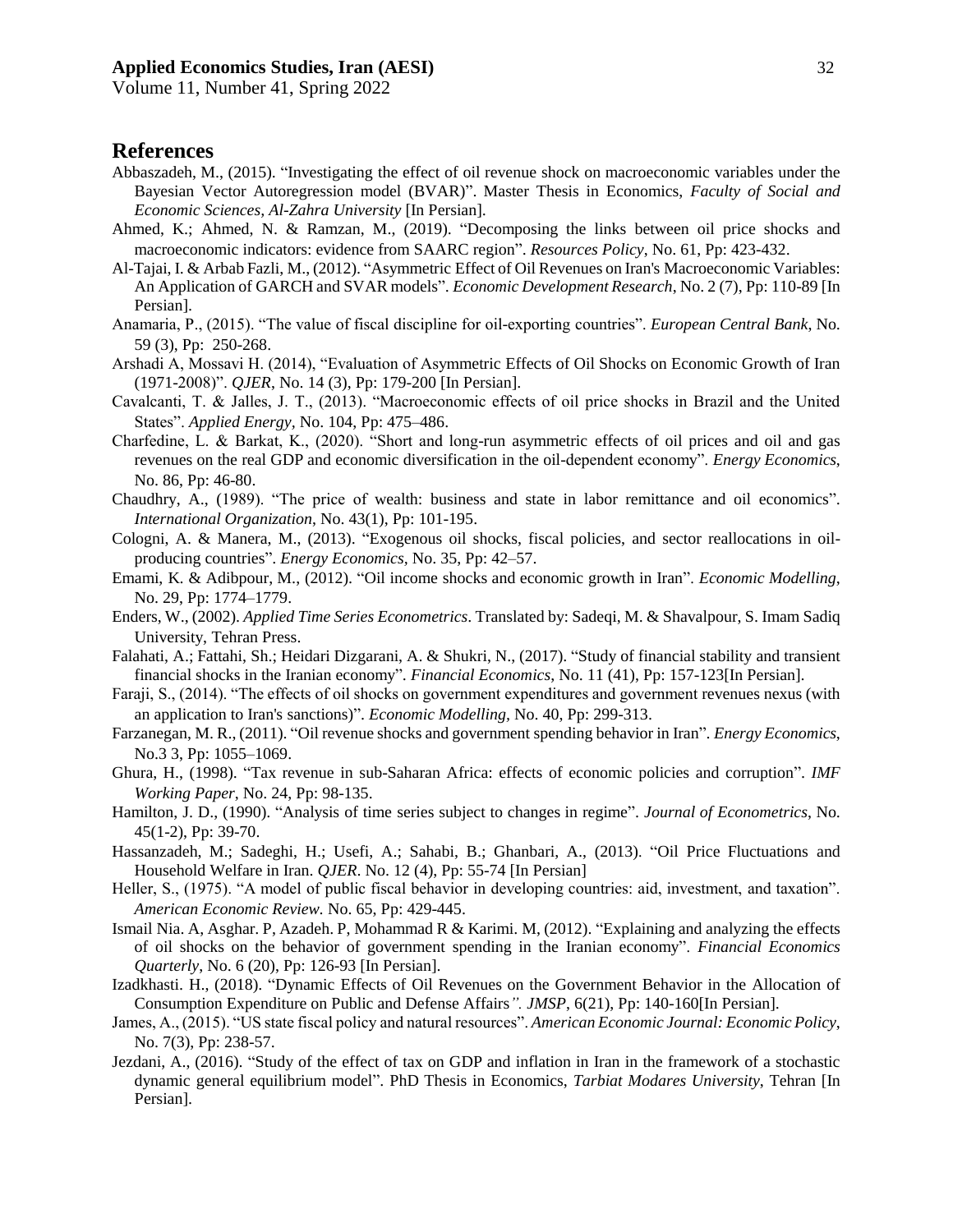## References

Abbaszadeh, M., (2015). "Investigating the effect of oil revenue shock on macroeconomic variables under the Bayesian Vector Autoregression model (BVAR)". Master Thesis in Economics, *Faculty of Social and Economic Sciences, Al-Zahra University* [In Persian].

Ahmed, K.; Ahmed, N. & Ramzan, M., (2019). "Decomposing the links between oil price shocks and macroeconomic indicators: evidence from SAARC region". *Resources Policy*, No. 61, Pp: 423-432.

Al-Tajai, I. & Arbab Fazli, M., (2012). "Asymmetric Effect of Oil Revenues on Iran's Macroeconomic Variables: An Application of GARCH and SVAR models". *Economic Development Research*, No. 2 (7), Pp: 110-89 [In Persian].

Anamaria, P., (2015). "The value of fiscal discipline for oil-exporting countries". *European Central Bank*, No. 59 (3), Pp: 250-268.

Arshadi A, Mossavi H. (2014), "Evaluation of Asymmetric Effects of Oil Shocks on Economic Growth of Iran (1971-2008)". *QJER*, No. 14 (3), Pp: 179-200 [In Persian].

Cavalcanti, T. & Jalles, J. T., (2013). "Macroeconomic effects of oil price shocks in Brazil and the United States". *Applied Energy*, No. 104, Pp: 475–486.

Charfedine, L. & Barkat, K., (2020). "Short and long-run asymmetric effects of oil prices and oil and gas revenues on the real GDP and economic diversification in the oil-dependent economy". *Energy Economics*, No. 86, Pp: 46-80.

Chaudhry, A., (1989). "The price of wealth: business and state in labor remittance and oil economics". *International Organization*, No. 43(1), Pp: 101-195.

Cologni, A. & Manera, M., (2013). "Exogenous oil shocks, fiscal policies, and sector reallocations in oil-producing countries". *Energy Economics*, No. 35, Pp: 42–57.

Emami, K. & Adibpour, M., (2012). "Oil income shocks and economic growth in Iran". *Economic Modelling*, No. 29, Pp: 1774–1779.

Enders, W., (2002). *Applied Time Series Econometrics*. Translated by: Sadeqi, M. & Shavalpour, S. Imam Sadiq University, Tehran Press.

Falahati, A.; Fattahi, Sh.; Heidari Dizgarani, A. & Shukri, N., (2017). "Study of financial stability and transient financial shocks in the Iranian economy". *Financial Economics*, No. 11 (41), Pp: 157-123[In Persian].

Faraji, S., (2014). "The effects of oil shocks on government expenditures and government revenues nexus (with an application to Iran's sanctions)". *Economic Modelling*, No. 40, Pp: 299-313.

Farzanegan, M. R., (2011). "Oil revenue shocks and government spending behavior in Iran". *Energy Economics*, No.3 3, Pp: 1055–1069.

Ghura, H., (1998). "Tax revenue in sub-Saharan Africa: effects of economic policies and corruption". *IMF Working Paper*, No. 24, Pp: 98-135.

Hamilton, J. D., (1990). "Analysis of time series subject to changes in regime". *Journal of Econometrics*, No. 45(1-2), Pp: 39-70.

Hassanzadeh, M.; Sadeghi, H.; Usefi, A.; Sahabi, B.; Ghanbari, A., (2013). "Oil Price Fluctuations and Household Welfare in Iran. *QJER*. No. 12 (4), Pp: 55-74 [In Persian]

Heller, S., (1975). "A model of public fiscal behavior in developing countries: aid, investment, and taxation". *American Economic Review.* No. 65, Pp: 429-445.

Ismail Nia. A, Asghar. P, Azadeh. P, Mohammad R & Karimi. M, (2012). "Explaining and analyzing the effects of oil shocks on the behavior of government spending in the Iranian economy". *Financial Economics Quarterly*, No. 6 (20), Pp: 126-93 [In Persian].

Izadkhasti. H., (2018). "Dynamic Effects of Oil Revenues on the Government Behavior in the Allocation of Consumption Expenditure on Public and Defense Affairs*". JMSP*, 6(21), Pp: 140-160[In Persian].

James, A., (2015). "US state fiscal policy and natural resources". *American Economic Journal: Economic Policy*, No. 7(3), Pp: 238-57.

Jezdani, A., (2016). "Study of the effect of tax on GDP and inflation in Iran in the framework of a stochastic dynamic general equilibrium model". PhD Thesis in Economics, *Tarbiat Modares University*, Tehran [In Persian].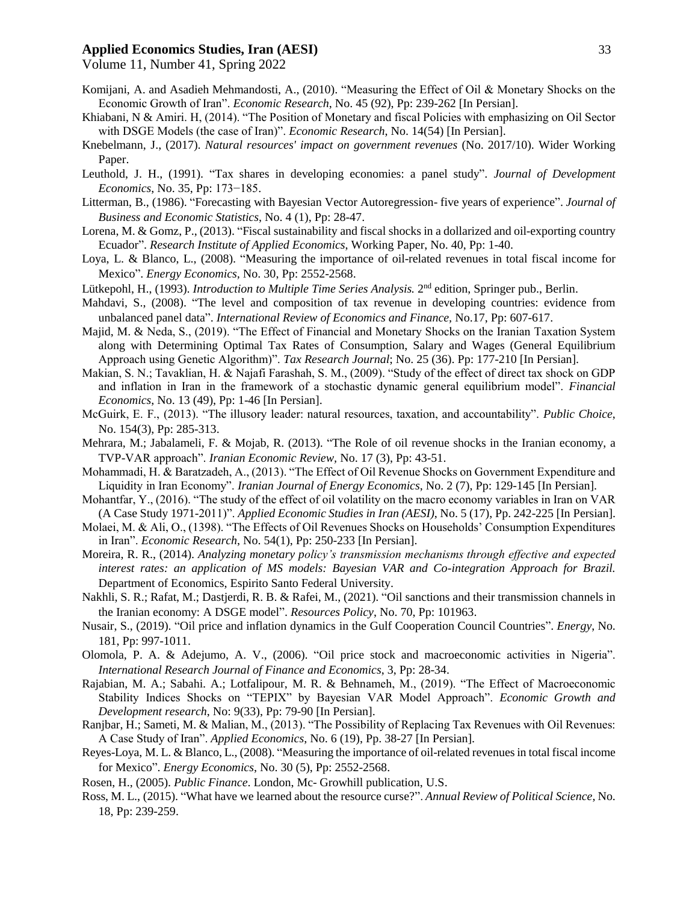Komijani, A. and Asadieh Mehmandosti, A., (2010). "Measuring the Effect of Oil & Monetary Shocks on the Economic Growth of Iran". *Economic Research*, No. 45 (92), Pp: 239-262 [In Persian].

Khiabani, N & Amiri. H, (2014). "The Position of Monetary and fiscal Policies with emphasizing on Oil Sector with DSGE Models (the case of Iran)". *Economic Research*, No. 14(54) [In Persian].

Knebelmann, J., (2017). *Natural resources' impact on government revenues* (No. 2017/10). Wider Working Paper.

Leuthold, J. H., (1991). "Tax shares in developing economies: a panel study". *Journal of Development Economics*, No. 35, Pp: 173−185.

Litterman, B., (1986). "Forecasting with Bayesian Vector Autoregression- five years of experience". *Journal of Business and Economic Statistics*, No. 4 (1), Pp: 28-47.

Lorena, M. & Gomz, P., (2013). "Fiscal sustainability and fiscal shocks in a dollarized and oil-exporting country Ecuador". *Research Institute of Applied Economics*, Working Paper, No. 40, Pp: 1-40.

Loya, L. & Blanco, L., (2008). "Measuring the importance of oil-related revenues in total fiscal income for Mexico". *Energy Economics*, No. 30, Pp: 2552-2568.

Lütkepohl, H., (1993). *Introduction to Multiple Time Series Analysis.* 2nd edition, Springer pub., Berlin.

Mahdavi, S., (2008). "The level and composition of tax revenue in developing countries: evidence from unbalanced panel data". *International Review of Economics and Finance*, No.17, Pp: 607-617.

Majid, M. & Neda, S., (2019). "The Effect of Financial and Monetary Shocks on the Iranian Taxation System along with Determining Optimal Tax Rates of Consumption, Salary and Wages (General Equilibrium Approach using Genetic Algorithm)". *Tax Research Journal*; No. 25 (36). Pp: 177-210 [In Persian].

Makian, S. N.; Tavaklian, H. & Najafi Farashah, S. M., (2009). "Study of the effect of direct tax shock on GDP and inflation in Iran in the framework of a stochastic dynamic general equilibrium model". *Financial Economics*, No. 13 (49), Pp: 1-46 [In Persian].

McGuirk, E. F., (2013). "The illusory leader: natural resources, taxation, and accountability". *Public Choice*, No. 154(3), Pp: 285-313.

Mehrara, M.; Jabalameli, F. & Mojab, R. (2013). "The Role of oil revenue shocks in the Iranian economy, a TVP-VAR approach". *Iranian Economic Review*, No. 17 (3), Pp: 43-51.

Mohammadi, H. & Baratzadeh, A., (2013). "The Effect of Oil Revenue Shocks on Government Expenditure and Liquidity in Iran Economy". *Iranian Journal of Energy Economics*, No. 2 (7), Pp: 129-145 [In Persian].

Mohantfar, Y., (2016). "The study of the effect of oil volatility on the macro economy variables in Iran on VAR (A Case Study 1971-2011)". *Applied Economic Studies in Iran (AESI)*, No. 5 (17), Pp. 242-225 [In Persian].

Molaei, M. & Ali, O., (1398). "The Effects of Oil Revenues Shocks on Households' Consumption Expenditures in Iran". *Economic Research*, No. 54(1), Pp: 250-233 [In Persian].

Moreira, R. R., (2014). *Analyzing monetary policy's transmission mechanisms through effective and expected interest rates: an application of MS models: Bayesian VAR and Co-integration Approach for Brazil.* Department of Economics, Espirito Santo Federal University.

Nakhli, S. R.; Rafat, M.; Dastjerdi, R. B. & Rafei, M., (2021). "Oil sanctions and their transmission channels in the Iranian economy: A DSGE model". *Resources Policy*, No. 70, Pp: 101963.

Nusair, S., (2019). "Oil price and inflation dynamics in the Gulf Cooperation Council Countries". *Energy*, No. 181, Pp: 997-1011.

Olomola, P. A. & Adejumo, A. V., (2006). "Oil price stock and macroeconomic activities in Nigeria". *International Research Journal of Finance and Economics*, 3, Pp: 28-34.

Rajabian, M. A.; Sabahi. A.; Lotfalipour, M. R. & Behnameh, M., (2019). "The Effect of Macroeconomic Stability Indices Shocks on "TEPIX" by Bayesian VAR Model Approach". *Economic Growth and Development research*, No: 9(33), Pp: 79-90 [In Persian].

Ranjbar, H.; Sameti, M. & Malian, M., (2013). "The Possibility of Replacing Tax Revenues with Oil Revenues: A Case Study of Iran". *Applied Economics*, No. 6 (19), Pp. 38-27 [In Persian].

Reyes-Loya, M. L. & Blanco, L., (2008). "Measuring the importance of oil-related revenues in total fiscal income for Mexico". *Energy Economics*, No. 30 (5), Pp: 2552-2568.

Rosen, H., (2005). *Public Finance*. London, Mc- Growhill publication, U.S.

Ross, M. L., (2015). "What have we learned about the resource curse?". *Annual Review of Political Science*, No. 18, Pp: 239-259.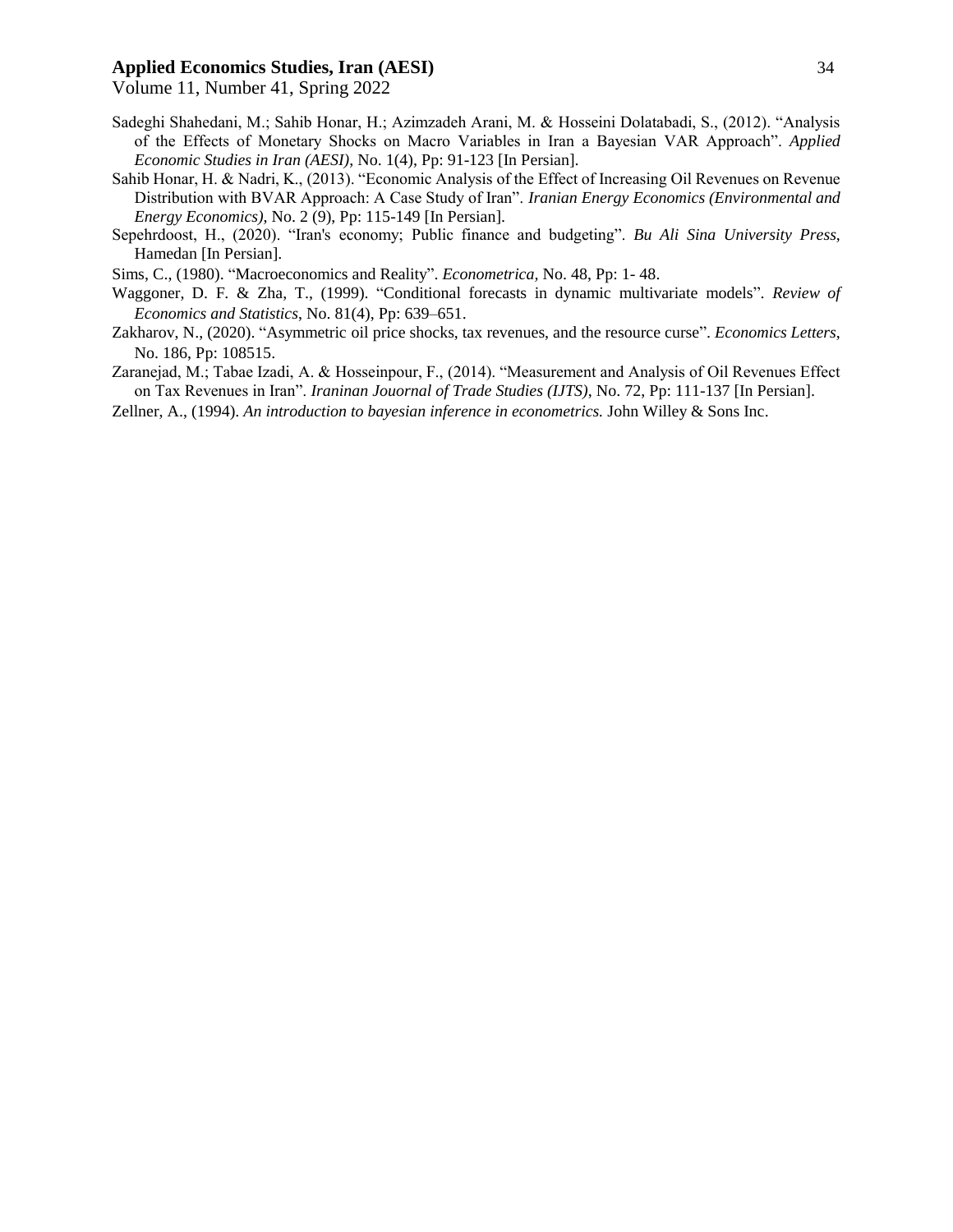Sadeghi Shahedani, M.; Sahib Honar, H.; Azimzadeh Arani, M. & Hosseini Dolatabadi, S., (2012). "Analysis of the Effects of Monetary Shocks on Macro Variables in Iran a Bayesian VAR Approach". *Applied Economic Studies in Iran (AESI)*, No. 1(4), Pp: 91-123 [In Persian].

Sahib Honar, H. & Nadri, K., (2013). "Economic Analysis of the Effect of Increasing Oil Revenues on Revenue Distribution with BVAR Approach: A Case Study of Iran". *Iranian Energy Economics (Environmental and Energy Economics)*, No. 2 (9), Pp: 115-149 [In Persian].

Sepehrdoost, H., (2020). "Iran's economy; Public finance and budgeting". *Bu Ali Sina University Press*, Hamedan [In Persian].

Sims, C., (1980). "Macroeconomics and Reality". *Econometrica*, No. 48, Pp: 1- 48.

Waggoner, D. F. & Zha, T., (1999). "Conditional forecasts in dynamic multivariate models". *Review of Economics and Statistics*, No. 81(4), Pp: 639–651.

Zakharov, N., (2020). "Asymmetric oil price shocks, tax revenues, and the resource curse". *Economics Letters*, No. 186, Pp: 108515.

Zaranejad, M.; Tabae Izadi, A. & Hosseinpour, F., (2014). "Measurement and Analysis of Oil Revenues Effect on Tax Revenues in Iran". *Iraninan Jouornal of Trade Studies (IJTS)*, No. 72, Pp: 111-137 [In Persian].

Zellner, A., (1994). *An introduction to bayesian inference in econometrics.* John Willey & Sons Inc.